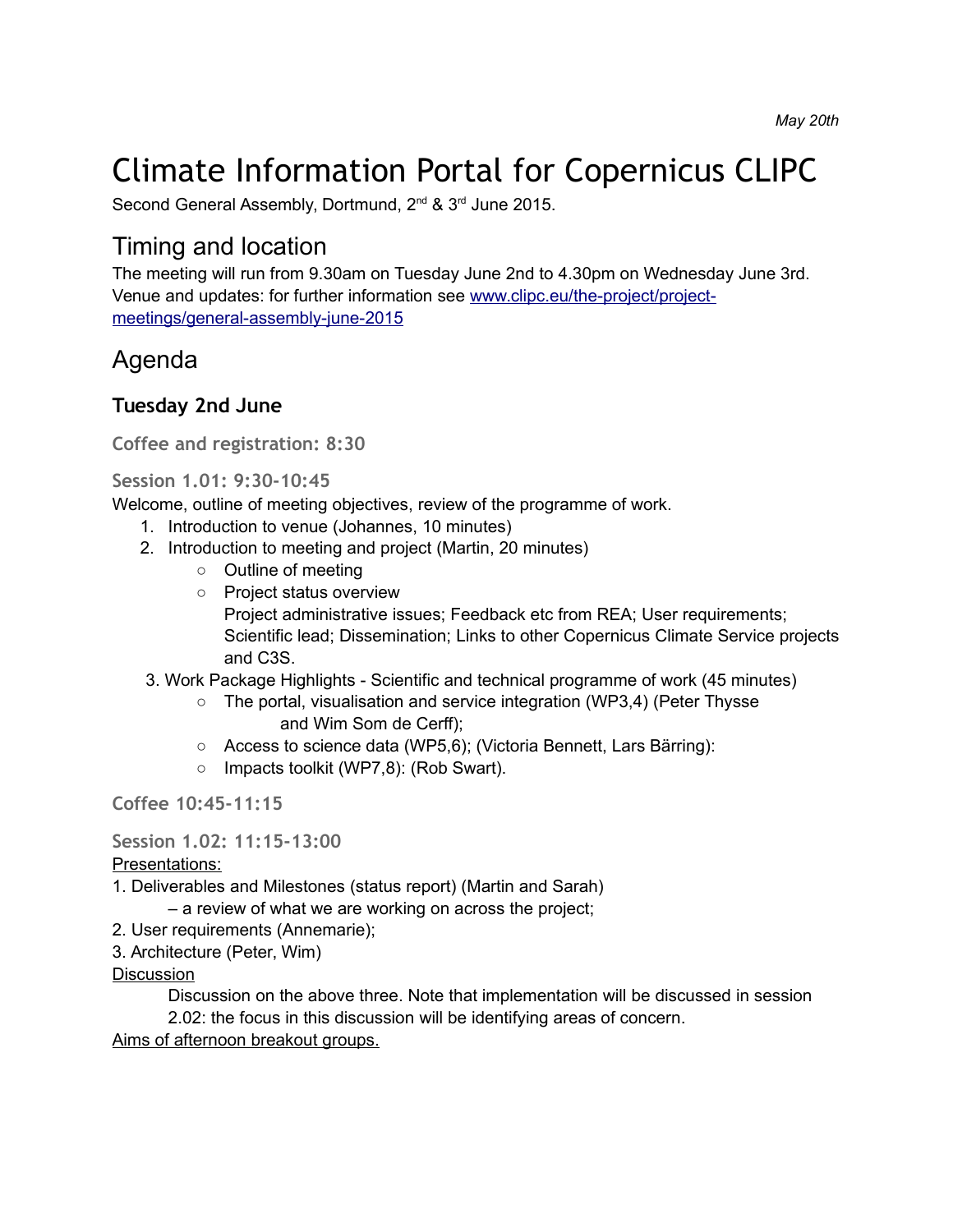*May 20th*

# Climate Information Portal for Copernicus CLIPC

Second General Assembly, Dortmund, 2nd & 3rd June 2015.

## Timing and location

The meeting will run from 9.30am on Tuesday June 2nd to 4.30pm on Wednesday June 3rd. Venue and updates: for further information see [www.clipc.eu/the-project/project-meetings/general-assembly-june-2015](www.clipc.eu/the-project/project-meetings/general-assembly-june-2015)

## Agenda

### Tuesday 2nd June

#### Coffee and registration: 8:30

#### Session 1.01: 9:30-10:45

Welcome, outline of meeting objectives, review of the programme of work.

1. Introduction to venue (Johannes, 10 minutes)
2. Introduction to meeting and project (Martin, 20 minutes)
    - Outline of meeting
    - Project status overview
      Project administrative issues; Feedback etc from REA; User requirements; Scientific lead; Dissemination; Links to other Copernicus Climate Service projects and C3S.
3. Work Package Highlights - Scientific and technical programme of work (45 minutes)
    - The portal, visualisation and service integration (WP3,4) (Peter Thysse and Wim Som de Cerff);
    - Access to science data (WP5,6); (Victoria Bennett, Lars Bärring):
    - Impacts toolkit (WP7,8): (Rob Swart).

#### Coffee 10:45-11:15

#### Session 1.02: 11:15-13:00

Presentations:

1. Deliverables and Milestones (status report) (Martin and Sarah)
   – a review of what we are working on across the project;
2. User requirements (Annemarie);
3. Architecture (Peter, Wim)

Discussion

Discussion on the above three. Note that implementation will be discussed in session 2.02: the focus in this discussion will be identifying areas of concern.

Aims of afternoon breakout groups.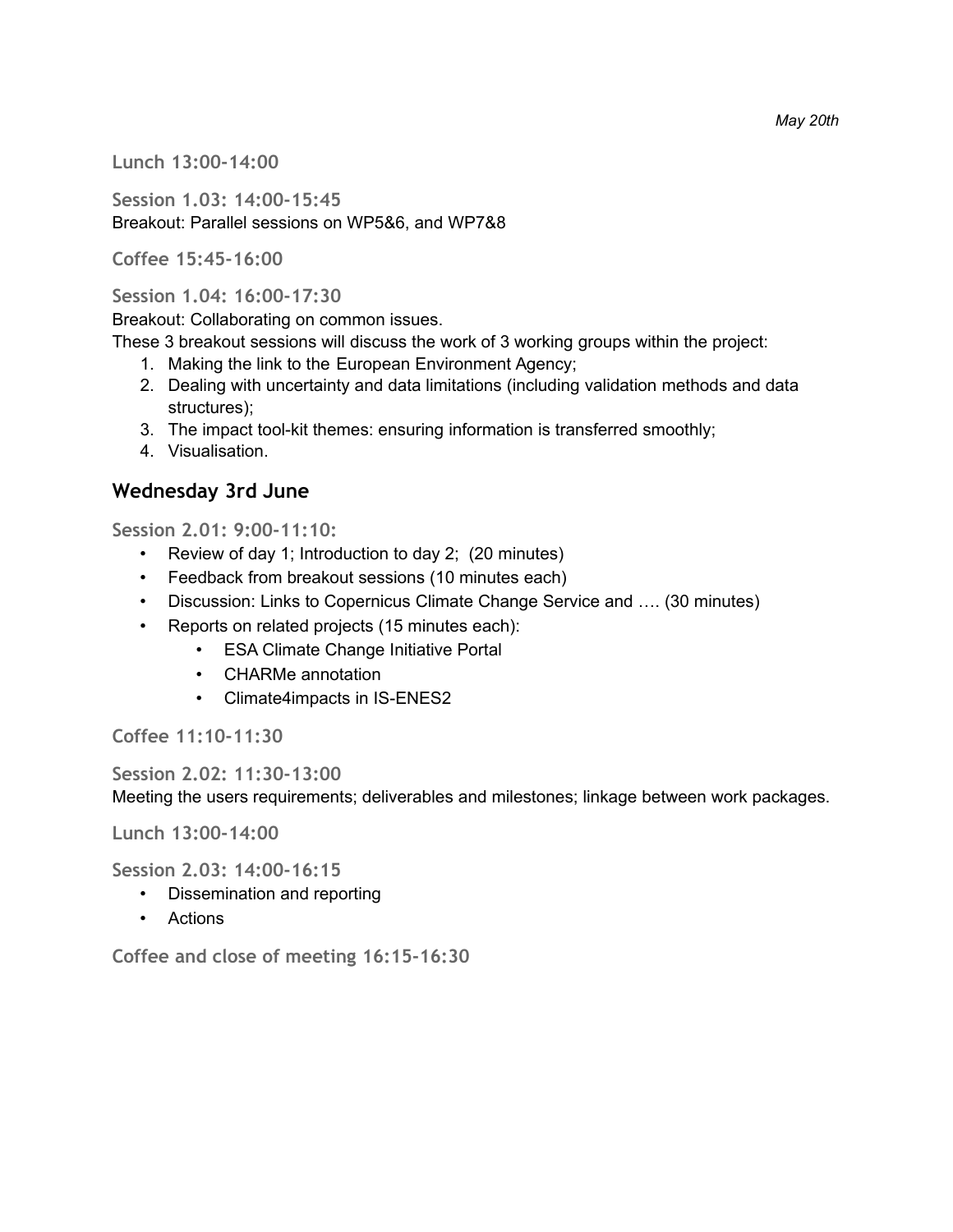*May 20th*

**Lunch 13:00-14:00**

**Session 1.03: 14:00-15:45**
Breakout: Parallel sessions on WP5&6, and WP7&8

**Coffee 15:45-16:00**

**Session 1.04: 16:00-17:30**
Breakout: Collaborating on common issues.
These 3 breakout sessions will discuss the work of 3 working groups within the project:

1. Making the link to the European Environment Agency;
2. Dealing with uncertainty and data limitations (including validation methods and data structures);
3. The impact tool-kit themes: ensuring information is transferred smoothly;
4. Visualisation.

## Wednesday 3rd June

**Session 2.01: 9:00-11:10:**

- Review of day 1; Introduction to day 2; (20 minutes)
- Feedback from breakout sessions (10 minutes each)
- Discussion: Links to Copernicus Climate Change Service and …. (30 minutes)
- Reports on related projects (15 minutes each):
    - ESA Climate Change Initiative Portal
    - CHARMe annotation
    - Climate4impacts in IS-ENES2

**Coffee 11:10-11:30**

**Session 2.02: 11:30-13:00**
Meeting the users requirements; deliverables and milestones; linkage between work packages.

**Lunch 13:00-14:00**

**Session 2.03: 14:00-16:15**

- Dissemination and reporting
- Actions

**Coffee and close of meeting 16:15-16:30**